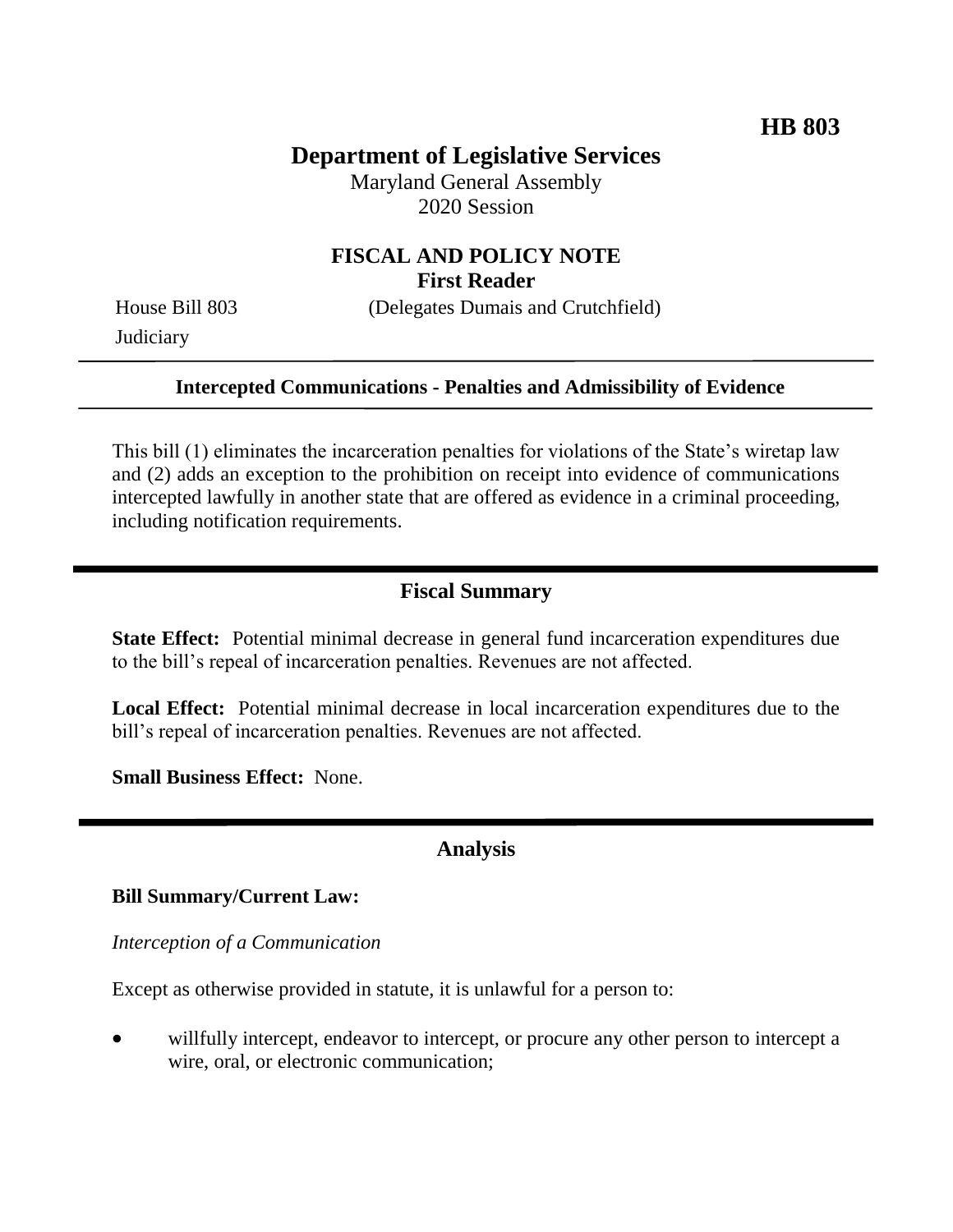**HB 803**

# Department of Legislative Services

Maryland General Assembly
2020 Session

## FISCAL AND POLICY NOTE
**First Reader**

House Bill 803 (Delegates Dumais and Crutchfield)
Judiciary

---

**Intercepted Communications - Penalties and Admissibility of Evidence**

---

This bill (1) eliminates the incarceration penalties for violations of the State's wiretap law and (2) adds an exception to the prohibition on receipt into evidence of communications intercepted lawfully in another state that are offered as evidence in a criminal proceeding, including notification requirements.

## Fiscal Summary

**State Effect:** Potential minimal decrease in general fund incarceration expenditures due to the bill's repeal of incarceration penalties. Revenues are not affected.

**Local Effect:** Potential minimal decrease in local incarceration expenditures due to the bill's repeal of incarceration penalties. Revenues are not affected.

**Small Business Effect:** None.

## Analysis

**Bill Summary/Current Law:**

*Interception of a Communication*

Except as otherwise provided in statute, it is unlawful for a person to:

- willfully intercept, endeavor to intercept, or procure any other person to intercept a wire, oral, or electronic communication;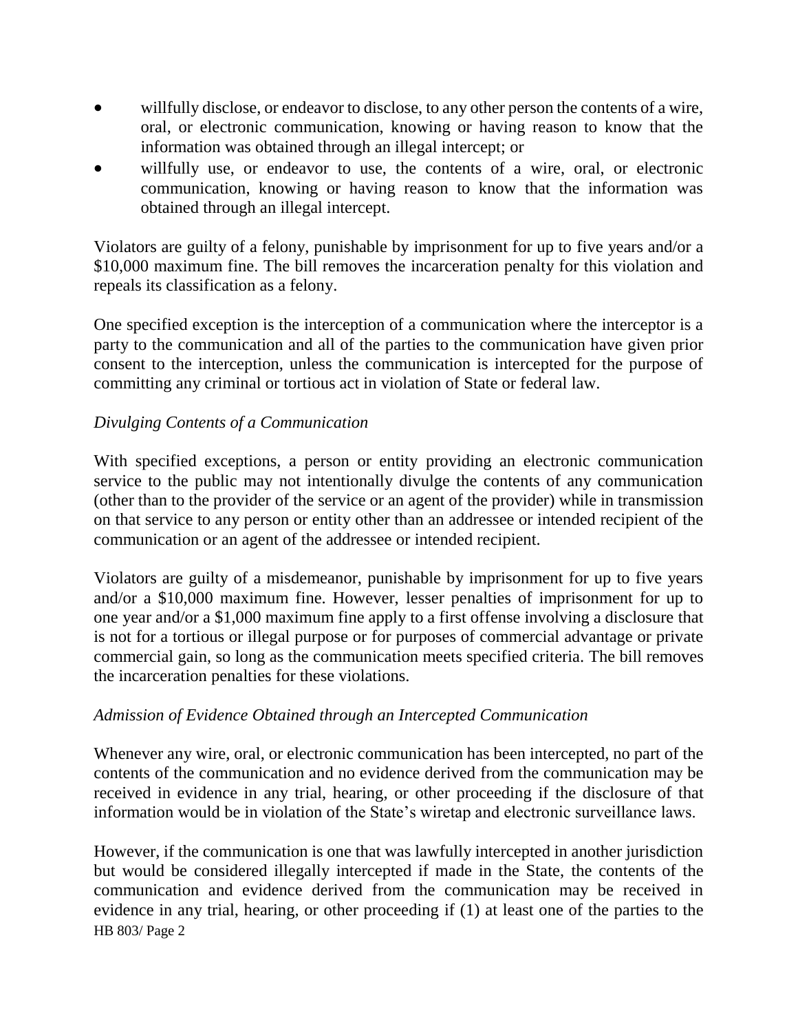- willfully disclose, or endeavor to disclose, to any other person the contents of a wire, oral, or electronic communication, knowing or having reason to know that the information was obtained through an illegal intercept; or
- willfully use, or endeavor to use, the contents of a wire, oral, or electronic communication, knowing or having reason to know that the information was obtained through an illegal intercept.

Violators are guilty of a felony, punishable by imprisonment for up to five years and/or a $10,000 maximum fine. The bill removes the incarceration penalty for this violation and repeals its classification as a felony.

One specified exception is the interception of a communication where the interceptor is a party to the communication and all of the parties to the communication have given prior consent to the interception, unless the communication is intercepted for the purpose of committing any criminal or tortious act in violation of State or federal law.

*Divulging Contents of a Communication*

With specified exceptions, a person or entity providing an electronic communication service to the public may not intentionally divulge the contents of any communication (other than to the provider of the service or an agent of the provider) while in transmission on that service to any person or entity other than an addressee or intended recipient of the communication or an agent of the addressee or intended recipient.

Violators are guilty of a misdemeanor, punishable by imprisonment for up to five years and/or a $10,000 maximum fine. However, lesser penalties of imprisonment for up to one year and/or a $1,000 maximum fine apply to a first offense involving a disclosure that is not for a tortious or illegal purpose or for purposes of commercial advantage or private commercial gain, so long as the communication meets specified criteria. The bill removes the incarceration penalties for these violations.

*Admission of Evidence Obtained through an Intercepted Communication*

Whenever any wire, oral, or electronic communication has been intercepted, no part of the contents of the communication and no evidence derived from the communication may be received in evidence in any trial, hearing, or other proceeding if the disclosure of that information would be in violation of the State's wiretap and electronic surveillance laws.

However, if the communication is one that was lawfully intercepted in another jurisdiction but would be considered illegally intercepted if made in the State, the contents of the communication and evidence derived from the communication may be received in evidence in any trial, hearing, or other proceeding if (1) at least one of the parties to the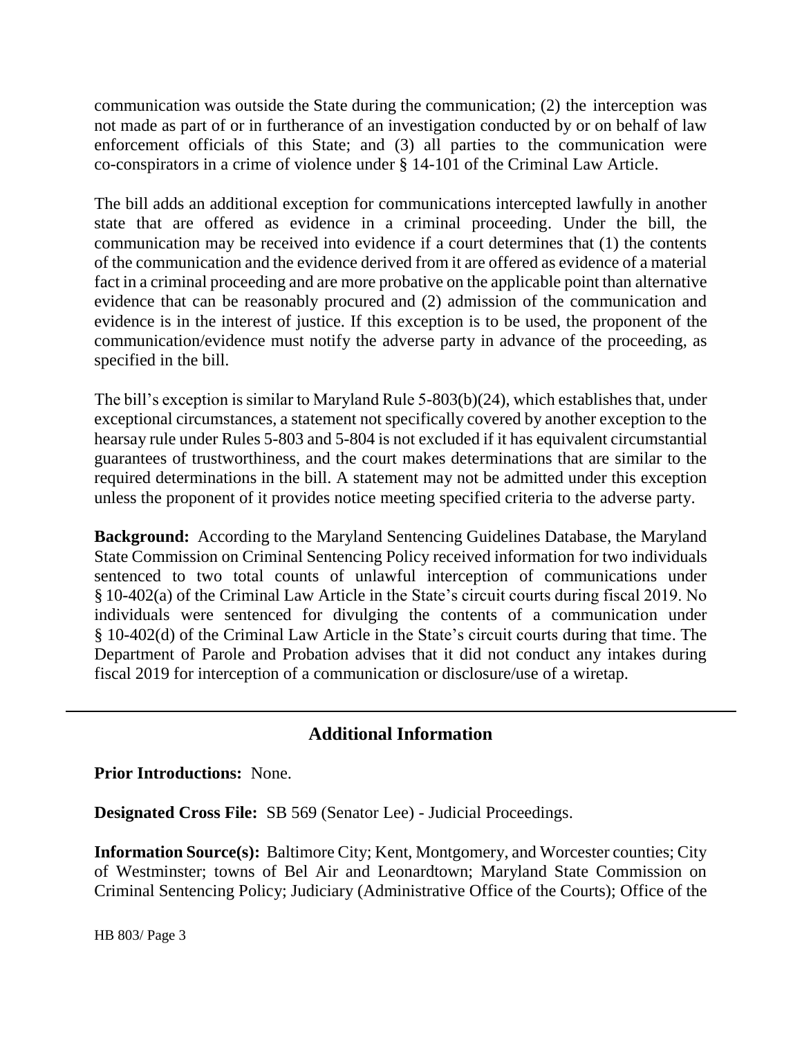communication was outside the State during the communication; (2) the interception was not made as part of or in furtherance of an investigation conducted by or on behalf of law enforcement officials of this State; and (3) all parties to the communication were co-conspirators in a crime of violence under § 14-101 of the Criminal Law Article.

The bill adds an additional exception for communications intercepted lawfully in another state that are offered as evidence in a criminal proceeding. Under the bill, the communication may be received into evidence if a court determines that (1) the contents of the communication and the evidence derived from it are offered as evidence of a material fact in a criminal proceeding and are more probative on the applicable point than alternative evidence that can be reasonably procured and (2) admission of the communication and evidence is in the interest of justice. If this exception is to be used, the proponent of the communication/evidence must notify the adverse party in advance of the proceeding, as specified in the bill.

The bill's exception is similar to Maryland Rule 5-803(b)(24), which establishes that, under exceptional circumstances, a statement not specifically covered by another exception to the hearsay rule under Rules 5-803 and 5-804 is not excluded if it has equivalent circumstantial guarantees of trustworthiness, and the court makes determinations that are similar to the required determinations in the bill. A statement may not be admitted under this exception unless the proponent of it provides notice meeting specified criteria to the adverse party.

**Background:** According to the Maryland Sentencing Guidelines Database, the Maryland State Commission on Criminal Sentencing Policy received information for two individuals sentenced to two total counts of unlawful interception of communications under § 10-402(a) of the Criminal Law Article in the State's circuit courts during fiscal 2019. No individuals were sentenced for divulging the contents of a communication under § 10-402(d) of the Criminal Law Article in the State's circuit courts during that time. The Department of Parole and Probation advises that it did not conduct any intakes during fiscal 2019 for interception of a communication or disclosure/use of a wiretap.

## Additional Information

**Prior Introductions:** None.

**Designated Cross File:** SB 569 (Senator Lee) - Judicial Proceedings.

**Information Source(s):** Baltimore City; Kent, Montgomery, and Worcester counties; City of Westminster; towns of Bel Air and Leonardtown; Maryland State Commission on Criminal Sentencing Policy; Judiciary (Administrative Office of the Courts); Office of the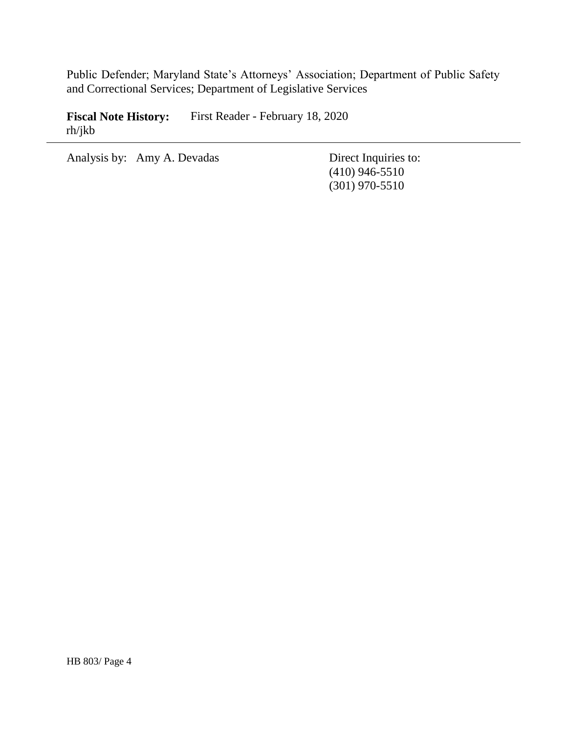Public Defender; Maryland State's Attorneys' Association; Department of Public Safety and Correctional Services; Department of Legislative Services

**Fiscal Note History:** First Reader - February 18, 2020
rh/jkb

---

Analysis by: Amy A. Devadas

Direct Inquiries to:
(410) 946-5510
(301) 970-5510